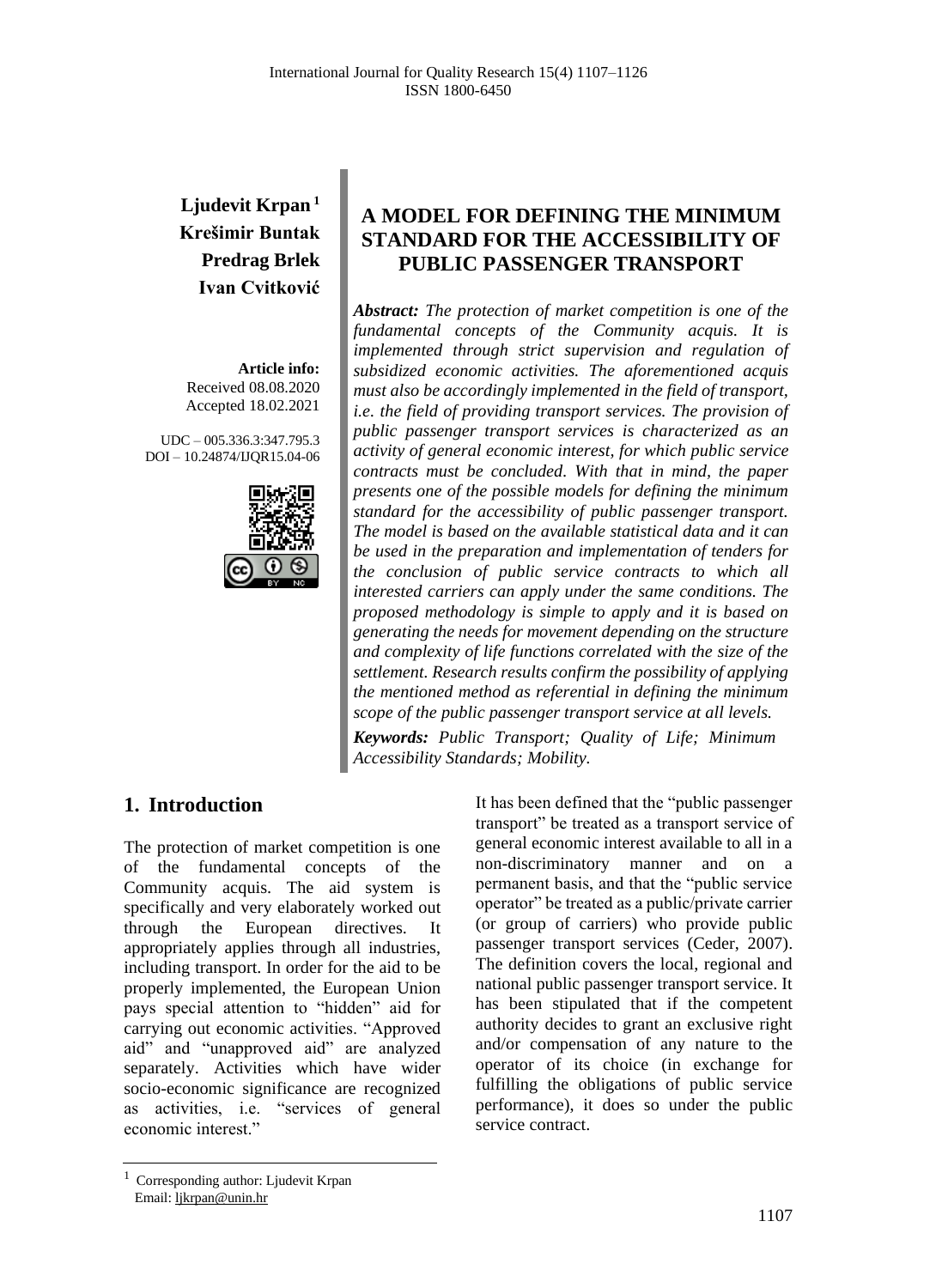Ljudevit Krpan[1]
Krešimir Buntak
Predrag Brlek
Ivan Cvitković

**Article info:**
Received 08.08.2020
Accepted 18.02.2021

UDC – 005.336.3:347.795.3
DOI – 10.24874/IJQR15.04-06

# A MODEL FOR DEFINING THE MINIMUM STANDARD FOR THE ACCESSIBILITY OF PUBLIC PASSENGER TRANSPORT

***Abstract:*** *The protection of market competition is one of the fundamental concepts of the Community acquis. It is implemented through strict supervision and regulation of subsidized economic activities. The aforementioned acquis must also be accordingly implemented in the field of transport, i.e. the field of providing transport services. The provision of public passenger transport services is characterized as an activity of general economic interest, for which public service contracts must be concluded. With that in mind, the paper presents one of the possible models for defining the minimum standard for the accessibility of public passenger transport. The model is based on the available statistical data and it can be used in the preparation and implementation of tenders for the conclusion of public service contracts to which all interested carriers can apply under the same conditions. The proposed methodology is simple to apply and it is based on generating the needs for movement depending on the structure and complexity of life functions correlated with the size of the settlement. Research results confirm the possibility of applying the mentioned method as referential in defining the minimum scope of the public passenger transport service at all levels.*

***Keywords:*** *Public Transport; Quality of Life; Minimum Accessibility Standards; Mobility.*

## 1. Introduction

The protection of market competition is one of the fundamental concepts of the Community acquis. The aid system is specifically and very elaborately worked out through the European directives. It appropriately applies through all industries, including transport. In order for the aid to be properly implemented, the European Union pays special attention to "hidden" aid for carrying out economic activities. "Approved aid" and "unapproved aid" are analyzed separately. Activities which have wider socio-economic significance are recognized as activities, i.e. "services of general economic interest."

It has been defined that the "public passenger transport" be treated as a transport service of general economic interest available to all in a non-discriminatory manner and on a permanent basis, and that the "public service operator" be treated as a public/private carrier (or group of carriers) who provide public passenger transport services (Ceder, 2007). The definition covers the local, regional and national public passenger transport service. It has been stipulated that if the competent authority decides to grant an exclusive right and/or compensation of any nature to the operator of its choice (in exchange for fulfilling the obligations of public service performance), it does so under the public service contract.

[1] Corresponding author: Ljudevit Krpan
Email: ljkrpan@unin.hr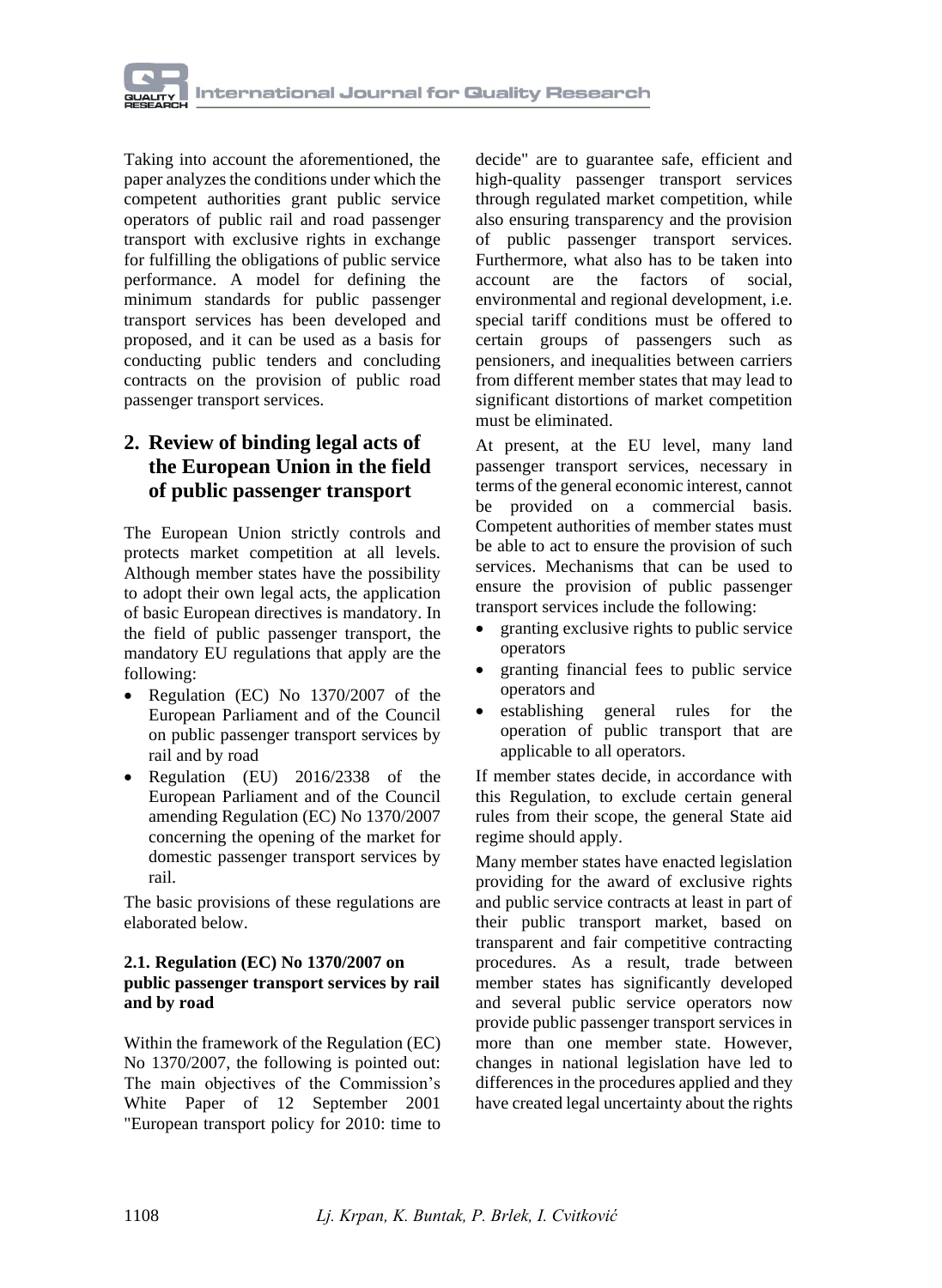Taking into account the aforementioned, the paper analyzes the conditions under which the competent authorities grant public service operators of public rail and road passenger transport with exclusive rights in exchange for fulfilling the obligations of public service performance. A model for defining the minimum standards for public passenger transport services has been developed and proposed, and it can be used as a basis for conducting public tenders and concluding contracts on the provision of public road passenger transport services.

## 2. Review of binding legal acts of the European Union in the field of public passenger transport

The European Union strictly controls and protects market competition at all levels. Although member states have the possibility to adopt their own legal acts, the application of basic European directives is mandatory. In the field of public passenger transport, the mandatory EU regulations that apply are the following:

- Regulation (EC) No 1370/2007 of the European Parliament and of the Council on public passenger transport services by rail and by road
- Regulation (EU) 2016/2338 of the European Parliament and of the Council amending Regulation (EC) No 1370/2007 concerning the opening of the market for domestic passenger transport services by rail.

The basic provisions of these regulations are elaborated below.

### 2.1. Regulation (EC) No 1370/2007 on public passenger transport services by rail and by road

Within the framework of the Regulation (EC) No 1370/2007, the following is pointed out: The main objectives of the Commission's White Paper of 12 September 2001 "European transport policy for 2010: time to decide" are to guarantee safe, efficient and high-quality passenger transport services through regulated market competition, while also ensuring transparency and the provision of public passenger transport services. Furthermore, what also has to be taken into account are the factors of social, environmental and regional development, i.e. special tariff conditions must be offered to certain groups of passengers such as pensioners, and inequalities between carriers from different member states that may lead to significant distortions of market competition must be eliminated.

At present, at the EU level, many land passenger transport services, necessary in terms of the general economic interest, cannot be provided on a commercial basis. Competent authorities of member states must be able to act to ensure the provision of such services. Mechanisms that can be used to ensure the provision of public passenger transport services include the following:

- granting exclusive rights to public service operators
- granting financial fees to public service operators and
- establishing general rules for the operation of public transport that are applicable to all operators.

If member states decide, in accordance with this Regulation, to exclude certain general rules from their scope, the general State aid regime should apply.

Many member states have enacted legislation providing for the award of exclusive rights and public service contracts at least in part of their public transport market, based on transparent and fair competitive contracting procedures. As a result, trade between member states has significantly developed and several public service operators now provide public passenger transport services in more than one member state. However, changes in national legislation have led to differences in the procedures applied and they have created legal uncertainty about the rights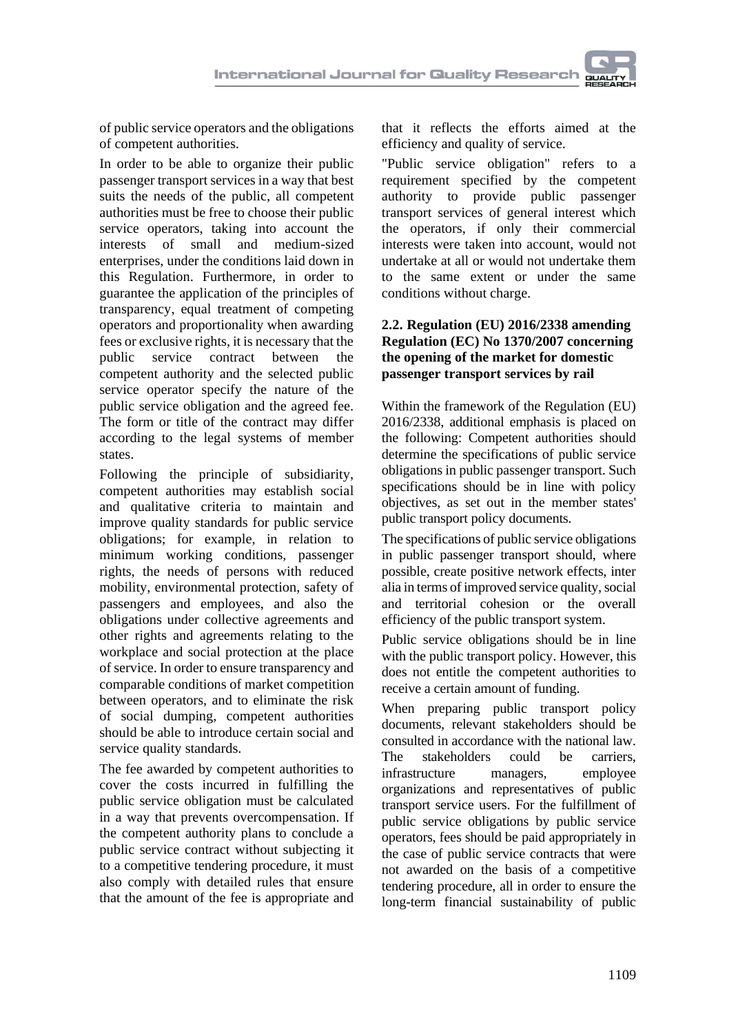of public service operators and the obligations of competent authorities.

In order to be able to organize their public passenger transport services in a way that best suits the needs of the public, all competent authorities must be free to choose their public service operators, taking into account the interests of small and medium-sized enterprises, under the conditions laid down in this Regulation. Furthermore, in order to guarantee the application of the principles of transparency, equal treatment of competing operators and proportionality when awarding fees or exclusive rights, it is necessary that the public service contract between the competent authority and the selected public service operator specify the nature of the public service obligation and the agreed fee. The form or title of the contract may differ according to the legal systems of member states.

Following the principle of subsidiarity, competent authorities may establish social and qualitative criteria to maintain and improve quality standards for public service obligations; for example, in relation to minimum working conditions, passenger rights, the needs of persons with reduced mobility, environmental protection, safety of passengers and employees, and also the obligations under collective agreements and other rights and agreements relating to the workplace and social protection at the place of service. In order to ensure transparency and comparable conditions of market competition between operators, and to eliminate the risk of social dumping, competent authorities should be able to introduce certain social and service quality standards.

The fee awarded by competent authorities to cover the costs incurred in fulfilling the public service obligation must be calculated in a way that prevents overcompensation. If the competent authority plans to conclude a public service contract without subjecting it to a competitive tendering procedure, it must also comply with detailed rules that ensure that the amount of the fee is appropriate and that it reflects the efforts aimed at the efficiency and quality of service.

"Public service obligation" refers to a requirement specified by the competent authority to provide public passenger transport services of general interest which the operators, if only their commercial interests were taken into account, would not undertake at all or would not undertake them to the same extent or under the same conditions without charge.

### 2.2. Regulation (EU) 2016/2338 amending Regulation (EC) No 1370/2007 concerning the opening of the market for domestic passenger transport services by rail

Within the framework of the Regulation (EU) 2016/2338, additional emphasis is placed on the following: Competent authorities should determine the specifications of public service obligations in public passenger transport. Such specifications should be in line with policy objectives, as set out in the member states' public transport policy documents.

The specifications of public service obligations in public passenger transport should, where possible, create positive network effects, inter alia in terms of improved service quality, social and territorial cohesion or the overall efficiency of the public transport system.

Public service obligations should be in line with the public transport policy. However, this does not entitle the competent authorities to receive a certain amount of funding.

When preparing public transport policy documents, relevant stakeholders should be consulted in accordance with the national law. The stakeholders could be carriers, infrastructure managers, employee organizations and representatives of public transport service users. For the fulfillment of public service obligations by public service operators, fees should be paid appropriately in the case of public service contracts that were not awarded on the basis of a competitive tendering procedure, all in order to ensure the long-term financial sustainability of public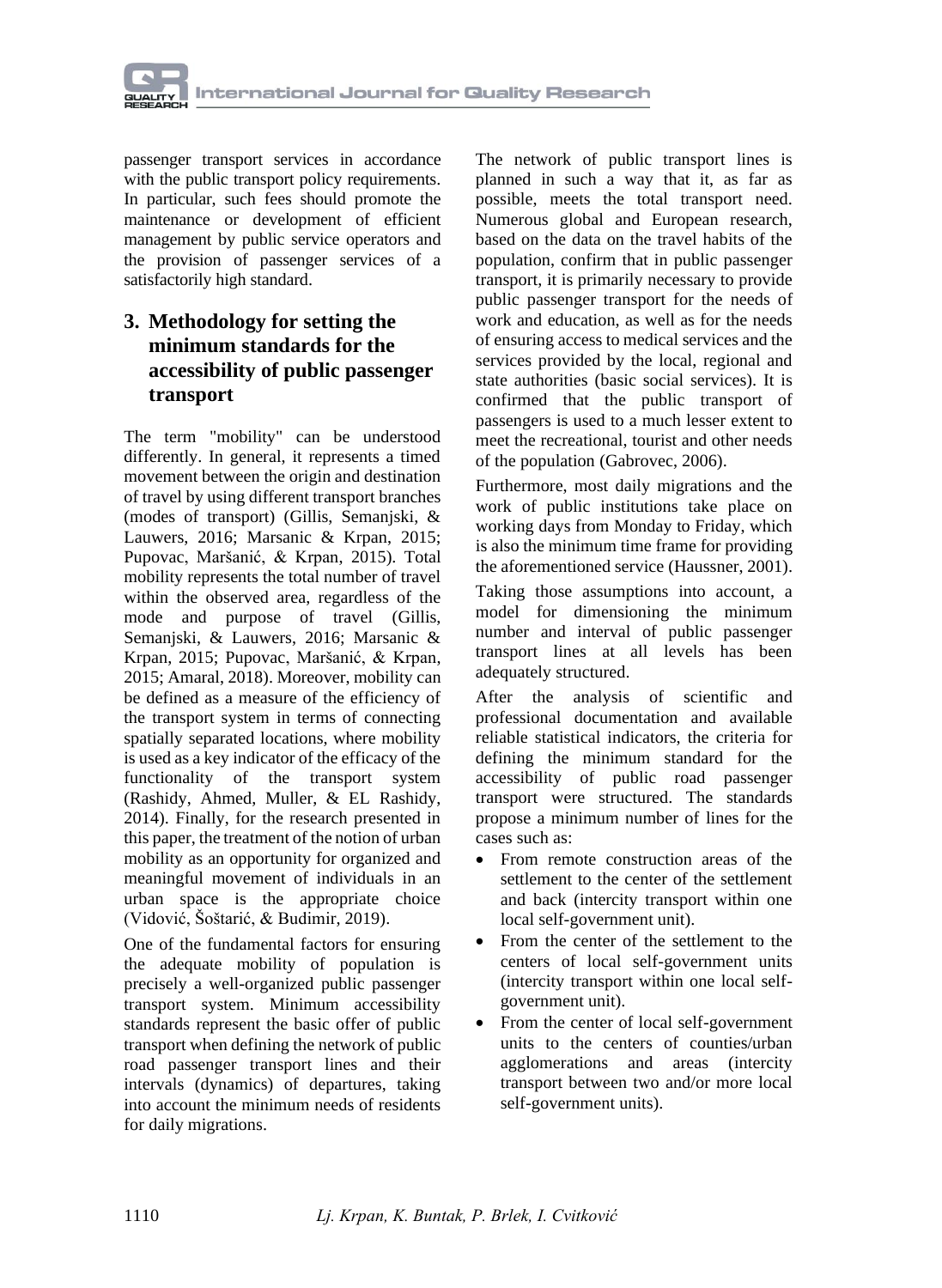passenger transport services in accordance with the public transport policy requirements. In particular, such fees should promote the maintenance or development of efficient management by public service operators and the provision of passenger services of a satisfactorily high standard.

## 3. Methodology for setting the minimum standards for the accessibility of public passenger transport

The term "mobility" can be understood differently. In general, it represents a timed movement between the origin and destination of travel by using different transport branches (modes of transport) (Gillis, Semanjski, & Lauwers, 2016; Marsanic & Krpan, 2015; Pupovac, Maršanić, & Krpan, 2015). Total mobility represents the total number of travel within the observed area, regardless of the mode and purpose of travel (Gillis, Semanjski, & Lauwers, 2016; Marsanic & Krpan, 2015; Pupovac, Maršanić, & Krpan, 2015; Amaral, 2018). Moreover, mobility can be defined as a measure of the efficiency of the transport system in terms of connecting spatially separated locations, where mobility is used as a key indicator of the efficacy of the functionality of the transport system (Rashidy, Ahmed, Muller, & EL Rashidy, 2014). Finally, for the research presented in this paper, the treatment of the notion of urban mobility as an opportunity for organized and meaningful movement of individuals in an urban space is the appropriate choice (Vidović, Šoštarić, & Budimir, 2019).

One of the fundamental factors for ensuring the adequate mobility of population is precisely a well-organized public passenger transport system. Minimum accessibility standards represent the basic offer of public transport when defining the network of public road passenger transport lines and their intervals (dynamics) of departures, taking into account the minimum needs of residents for daily migrations.

The network of public transport lines is planned in such a way that it, as far as possible, meets the total transport need. Numerous global and European research, based on the data on the travel habits of the population, confirm that in public passenger transport, it is primarily necessary to provide public passenger transport for the needs of work and education, as well as for the needs of ensuring access to medical services and the services provided by the local, regional and state authorities (basic social services). It is confirmed that the public transport of passengers is used to a much lesser extent to meet the recreational, tourist and other needs of the population (Gabrovec, 2006).

Furthermore, most daily migrations and the work of public institutions take place on working days from Monday to Friday, which is also the minimum time frame for providing the aforementioned service (Haussner, 2001).

Taking those assumptions into account, a model for dimensioning the minimum number and interval of public passenger transport lines at all levels has been adequately structured.

After the analysis of scientific and professional documentation and available reliable statistical indicators, the criteria for defining the minimum standard for the accessibility of public road passenger transport were structured. The standards propose a minimum number of lines for the cases such as:

- From remote construction areas of the settlement to the center of the settlement and back (intercity transport within one local self-government unit).
- From the center of the settlement to the centers of local self-government units (intercity transport within one local self-government unit).
- From the center of local self-government units to the centers of counties/urban agglomerations and areas (intercity transport between two and/or more local self-government units).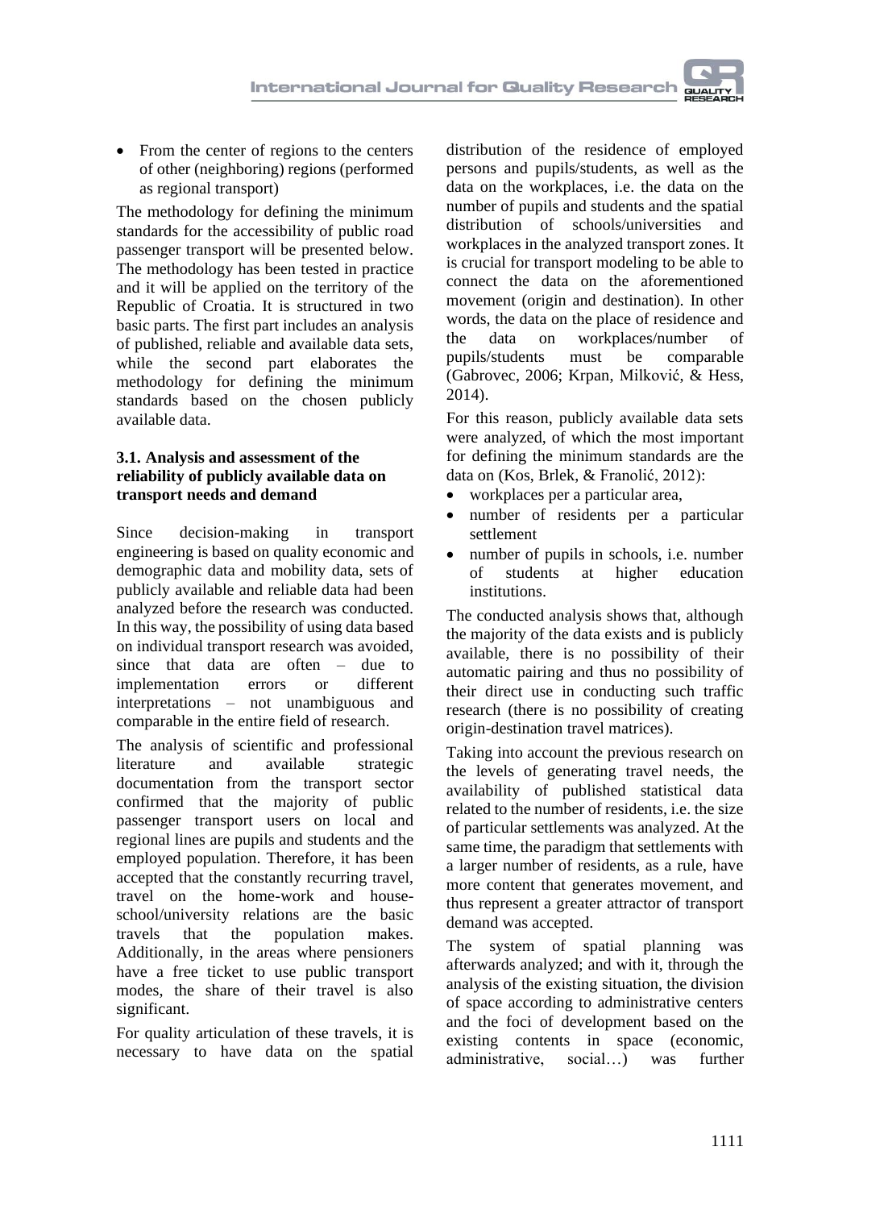- From the center of regions to the centers of other (neighboring) regions (performed as regional transport)

The methodology for defining the minimum standards for the accessibility of public road passenger transport will be presented below. The methodology has been tested in practice and it will be applied on the territory of the Republic of Croatia. It is structured in two basic parts. The first part includes an analysis of published, reliable and available data sets, while the second part elaborates the methodology for defining the minimum standards based on the chosen publicly available data.

### 3.1. Analysis and assessment of the reliability of publicly available data on transport needs and demand

Since decision-making in transport engineering is based on quality economic and demographic data and mobility data, sets of publicly available and reliable data had been analyzed before the research was conducted. In this way, the possibility of using data based on individual transport research was avoided, since that data are often – due to implementation errors or different interpretations – not unambiguous and comparable in the entire field of research.

The analysis of scientific and professional literature and available strategic documentation from the transport sector confirmed that the majority of public passenger transport users on local and regional lines are pupils and students and the employed population. Therefore, it has been accepted that the constantly recurring travel, travel on the home-work and house-school/university relations are the basic travels that the population makes. Additionally, in the areas where pensioners have a free ticket to use public transport modes, the share of their travel is also significant.

For quality articulation of these travels, it is necessary to have data on the spatial distribution of the residence of employed persons and pupils/students, as well as the data on the workplaces, i.e. the data on the number of pupils and students and the spatial distribution of schools/universities and workplaces in the analyzed transport zones. It is crucial for transport modeling to be able to connect the data on the aforementioned movement (origin and destination). In other words, the data on the place of residence and the data on workplaces/number of pupils/students must be comparable (Gabrovec, 2006; Krpan, Milković, & Hess, 2014).

For this reason, publicly available data sets were analyzed, of which the most important for defining the minimum standards are the data on (Kos, Brlek, & Franolić, 2012):

- workplaces per a particular area,
- number of residents per a particular settlement
- number of pupils in schools, i.e. number of students at higher education institutions.

The conducted analysis shows that, although the majority of the data exists and is publicly available, there is no possibility of their automatic pairing and thus no possibility of their direct use in conducting such traffic research (there is no possibility of creating origin-destination travel matrices).

Taking into account the previous research on the levels of generating travel needs, the availability of published statistical data related to the number of residents, i.e. the size of particular settlements was analyzed. At the same time, the paradigm that settlements with a larger number of residents, as a rule, have more content that generates movement, and thus represent a greater attractor of transport demand was accepted.

The system of spatial planning was afterwards analyzed; and with it, through the analysis of the existing situation, the division of space according to administrative centers and the foci of development based on the existing contents in space (economic, administrative, social…) was further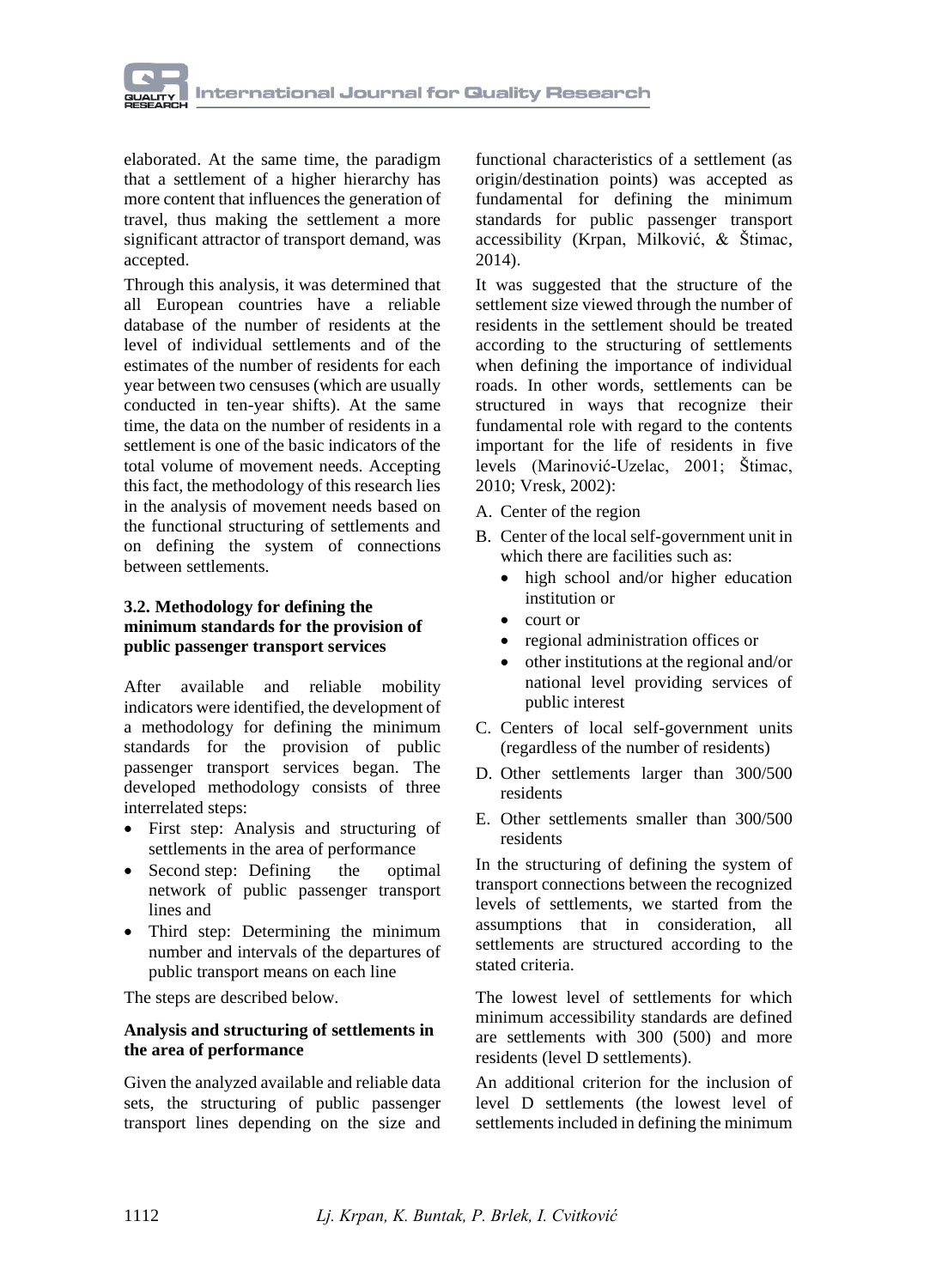elaborated. At the same time, the paradigm that a settlement of a higher hierarchy has more content that influences the generation of travel, thus making the settlement a more significant attractor of transport demand, was accepted.

Through this analysis, it was determined that all European countries have a reliable database of the number of residents at the level of individual settlements and of the estimates of the number of residents for each year between two censuses (which are usually conducted in ten-year shifts). At the same time, the data on the number of residents in a settlement is one of the basic indicators of the total volume of movement needs. Accepting this fact, the methodology of this research lies in the analysis of movement needs based on the functional structuring of settlements and on defining the system of connections between settlements.

### 3.2. Methodology for defining the minimum standards for the provision of public passenger transport services

After available and reliable mobility indicators were identified, the development of a methodology for defining the minimum standards for the provision of public passenger transport services began. The developed methodology consists of three interrelated steps:

- First step: Analysis and structuring of settlements in the area of performance
- Second step: Defining the optimal network of public passenger transport lines and
- Third step: Determining the minimum number and intervals of the departures of public transport means on each line

The steps are described below.

#### Analysis and structuring of settlements in the area of performance

Given the analyzed available and reliable data sets, the structuring of public passenger transport lines depending on the size and functional characteristics of a settlement (as origin/destination points) was accepted as fundamental for defining the minimum standards for public passenger transport accessibility (Krpan, Milković, & Štimac, 2014).

It was suggested that the structure of the settlement size viewed through the number of residents in the settlement should be treated according to the structuring of settlements when defining the importance of individual roads. In other words, settlements can be structured in ways that recognize their fundamental role with regard to the contents important for the life of residents in five levels (Marinović-Uzelac, 2001; Štimac, 2010; Vresk, 2002):

A. Center of the region
B. Center of the local self-government unit in which there are facilities such as:
   - high school and/or higher education institution or
   - court or
   - regional administration offices or
   - other institutions at the regional and/or national level providing services of public interest
C. Centers of local self-government units (regardless of the number of residents)
D. Other settlements larger than 300/500 residents
E. Other settlements smaller than 300/500 residents

In the structuring of defining the system of transport connections between the recognized levels of settlements, we started from the assumptions that in consideration, all settlements are structured according to the stated criteria.

The lowest level of settlements for which minimum accessibility standards are defined are settlements with 300 (500) and more residents (level D settlements).

An additional criterion for the inclusion of level D settlements (the lowest level of settlements included in defining the minimum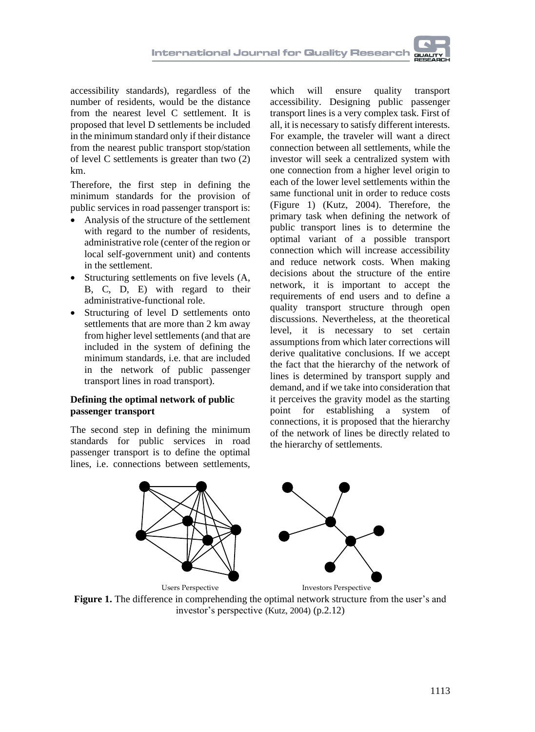accessibility standards), regardless of the number of residents, would be the distance from the nearest level C settlement. It is proposed that level D settlements be included in the minimum standard only if their distance from the nearest public transport stop/station of level C settlements is greater than two (2) km.

Therefore, the first step in defining the minimum standards for the provision of public services in road passenger transport is:

- Analysis of the structure of the settlement with regard to the number of residents, administrative role (center of the region or local self-government unit) and contents in the settlement.
- Structuring settlements on five levels (A, B, C, D, E) with regard to their administrative-functional role.
- Structuring of level D settlements onto settlements that are more than 2 km away from higher level settlements (and that are included in the system of defining the minimum standards, i.e. that are included in the network of public passenger transport lines in road transport).

**Defining the optimal network of public passenger transport**

The second step in defining the minimum standards for public services in road passenger transport is to define the optimal lines, i.e. connections between settlements, which will ensure quality transport accessibility. Designing public passenger transport lines is a very complex task. First of all, it is necessary to satisfy different interests. For example, the traveler will want a direct connection between all settlements, while the investor will seek a centralized system with one connection from a higher level origin to each of the lower level settlements within the same functional unit in order to reduce costs (Figure 1) (Kutz, 2004). Therefore, the primary task when defining the network of public transport lines is to determine the optimal variant of a possible transport connection which will increase accessibility and reduce network costs. When making decisions about the structure of the entire network, it is important to accept the requirements of end users and to define a quality transport structure through open discussions. Nevertheless, at the theoretical level, it is necessary to set certain assumptions from which later corrections will derive qualitative conclusions. If we accept the fact that the hierarchy of the network of lines is determined by transport supply and demand, and if we take into consideration that it perceives the gravity model as the starting point for establishing a system of connections, it is proposed that the hierarchy of the network of lines be directly related to the hierarchy of settlements.

Users Perspective　　Investors Perspective

**Figure 1.** The difference in comprehending the optimal network structure from the user's and investor's perspective (Kutz, 2004) (p.2.12)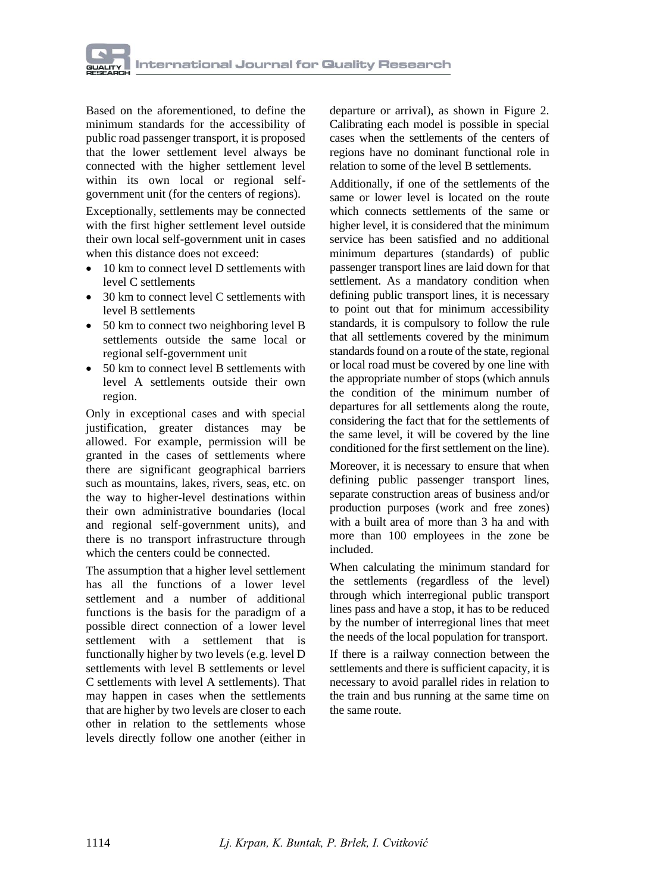Based on the aforementioned, to define the minimum standards for the accessibility of public road passenger transport, it is proposed that the lower settlement level always be connected with the higher settlement level within its own local or regional self-government unit (for the centers of regions).

Exceptionally, settlements may be connected with the first higher settlement level outside their own local self-government unit in cases when this distance does not exceed:

- 10 km to connect level D settlements with level C settlements
- 30 km to connect level C settlements with level B settlements
- 50 km to connect two neighboring level B settlements outside the same local or regional self-government unit
- 50 km to connect level B settlements with level A settlements outside their own region.

Only in exceptional cases and with special justification, greater distances may be allowed. For example, permission will be granted in the cases of settlements where there are significant geographical barriers such as mountains, lakes, rivers, seas, etc. on the way to higher-level destinations within their own administrative boundaries (local and regional self-government units), and there is no transport infrastructure through which the centers could be connected.

The assumption that a higher level settlement has all the functions of a lower level settlement and a number of additional functions is the basis for the paradigm of a possible direct connection of a lower level settlement with a settlement that is functionally higher by two levels (e.g. level D settlements with level B settlements or level C settlements with level A settlements). That may happen in cases when the settlements that are higher by two levels are closer to each other in relation to the settlements whose levels directly follow one another (either in departure or arrival), as shown in Figure 2. Calibrating each model is possible in special cases when the settlements of the centers of regions have no dominant functional role in relation to some of the level B settlements.

Additionally, if one of the settlements of the same or lower level is located on the route which connects settlements of the same or higher level, it is considered that the minimum service has been satisfied and no additional minimum departures (standards) of public passenger transport lines are laid down for that settlement. As a mandatory condition when defining public transport lines, it is necessary to point out that for minimum accessibility standards, it is compulsory to follow the rule that all settlements covered by the minimum standards found on a route of the state, regional or local road must be covered by one line with the appropriate number of stops (which annuls the condition of the minimum number of departures for all settlements along the route, considering the fact that for the settlements of the same level, it will be covered by the line conditioned for the first settlement on the line).

Moreover, it is necessary to ensure that when defining public passenger transport lines, separate construction areas of business and/or production purposes (work and free zones) with a built area of more than 3 ha and with more than 100 employees in the zone be included.

When calculating the minimum standard for the settlements (regardless of the level) through which interregional public transport lines pass and have a stop, it has to be reduced by the number of interregional lines that meet the needs of the local population for transport.

If there is a railway connection between the settlements and there is sufficient capacity, it is necessary to avoid parallel rides in relation to the train and bus running at the same time on the same route.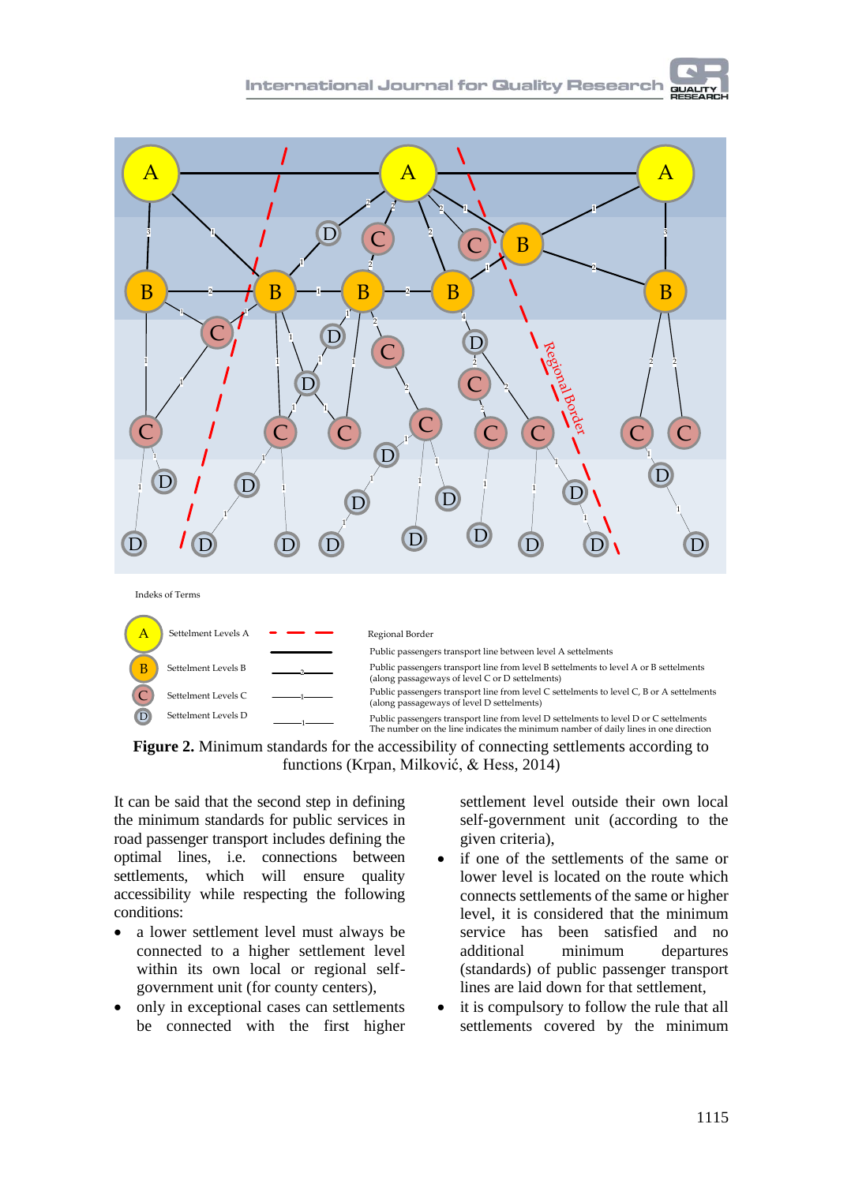Indeks of Terms

| Symbol | Description | Line | Description |
|---|---|---|---|
| A | Settelment Levels A | red dashed line | Regional Border |
| | | thick line | Public passengers transport line between level A settelments |
| B | Settelment Levels B | line marked 2 | Public passengers transport line from level B settelments to level A or B settelments (along passageways of level C or D settelments) |
| C | Settelment Levels C | line marked 1 | Public passengers transport line from level C settelments to level C, B or A settelments (along passageways of level D settelments) |
| D | Settelment Levels D | line marked 1 | Public passengers transport line from level D settelments to level D or C settelments |

The number on the line indicates the minimum number of daily lines in one direction

**Figure 2.** Minimum standards for the accessibility of connecting settlements according to functions (Krpan, Milković, & Hess, 2014)

It can be said that the second step in defining the minimum standards for public services in road passenger transport includes defining the optimal lines, i.e. connections between settlements, which will ensure quality accessibility while respecting the following conditions:

- a lower settlement level must always be connected to a higher settlement level within its own local or regional self-government unit (for county centers),
- only in exceptional cases can settlements be connected with the first higher settlement level outside their own local self-government unit (according to the given criteria),
- if one of the settlements of the same or lower level is located on the route which connects settlements of the same or higher level, it is considered that the minimum service has been satisfied and no additional minimum departures (standards) of public passenger transport lines are laid down for that settlement,
- it is compulsory to follow the rule that all settlements covered by the minimum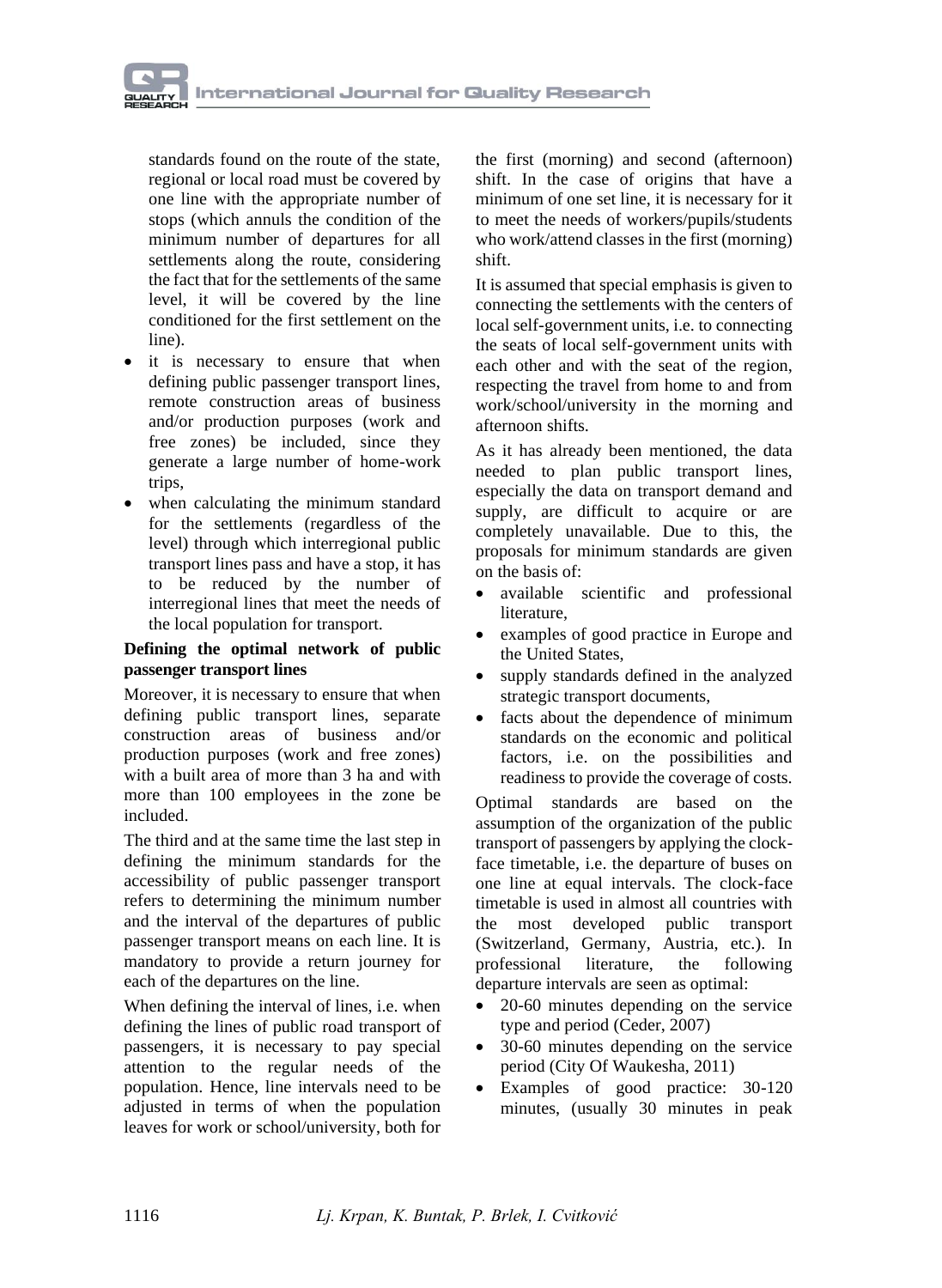standards found on the route of the state, regional or local road must be covered by one line with the appropriate number of stops (which annuls the condition of the minimum number of departures for all settlements along the route, considering the fact that for the settlements of the same level, it will be covered by the line conditioned for the first settlement on the line).

- it is necessary to ensure that when defining public passenger transport lines, remote construction areas of business and/or production purposes (work and free zones) be included, since they generate a large number of home-work trips,
- when calculating the minimum standard for the settlements (regardless of the level) through which interregional public transport lines pass and have a stop, it has to be reduced by the number of interregional lines that meet the needs of the local population for transport.

**Defining the optimal network of public passenger transport lines**

Moreover, it is necessary to ensure that when defining public transport lines, separate construction areas of business and/or production purposes (work and free zones) with a built area of more than 3 ha and with more than 100 employees in the zone be included.

The third and at the same time the last step in defining the minimum standards for the accessibility of public passenger transport refers to determining the minimum number and the interval of the departures of public passenger transport means on each line. It is mandatory to provide a return journey for each of the departures on the line.

When defining the interval of lines, i.e. when defining the lines of public road transport of passengers, it is necessary to pay special attention to the regular needs of the population. Hence, line intervals need to be adjusted in terms of when the population leaves for work or school/university, both for the first (morning) and second (afternoon) shift. In the case of origins that have a minimum of one set line, it is necessary for it to meet the needs of workers/pupils/students who work/attend classes in the first (morning) shift.

It is assumed that special emphasis is given to connecting the settlements with the centers of local self-government units, i.e. to connecting the seats of local self-government units with each other and with the seat of the region, respecting the travel from home to and from work/school/university in the morning and afternoon shifts.

As it has already been mentioned, the data needed to plan public transport lines, especially the data on transport demand and supply, are difficult to acquire or are completely unavailable. Due to this, the proposals for minimum standards are given on the basis of:

- available scientific and professional literature,
- examples of good practice in Europe and the United States,
- supply standards defined in the analyzed strategic transport documents,
- facts about the dependence of minimum standards on the economic and political factors, i.e. on the possibilities and readiness to provide the coverage of costs.

Optimal standards are based on the assumption of the organization of the public transport of passengers by applying the clock-face timetable, i.e. the departure of buses on one line at equal intervals. The clock-face timetable is used in almost all countries with the most developed public transport (Switzerland, Germany, Austria, etc.). In professional literature, the following departure intervals are seen as optimal:

- 20-60 minutes depending on the service type and period (Ceder, 2007)
- 30-60 minutes depending on the service period (City Of Waukesha, 2011)
- Examples of good practice: 30-120 minutes, (usually 30 minutes in peak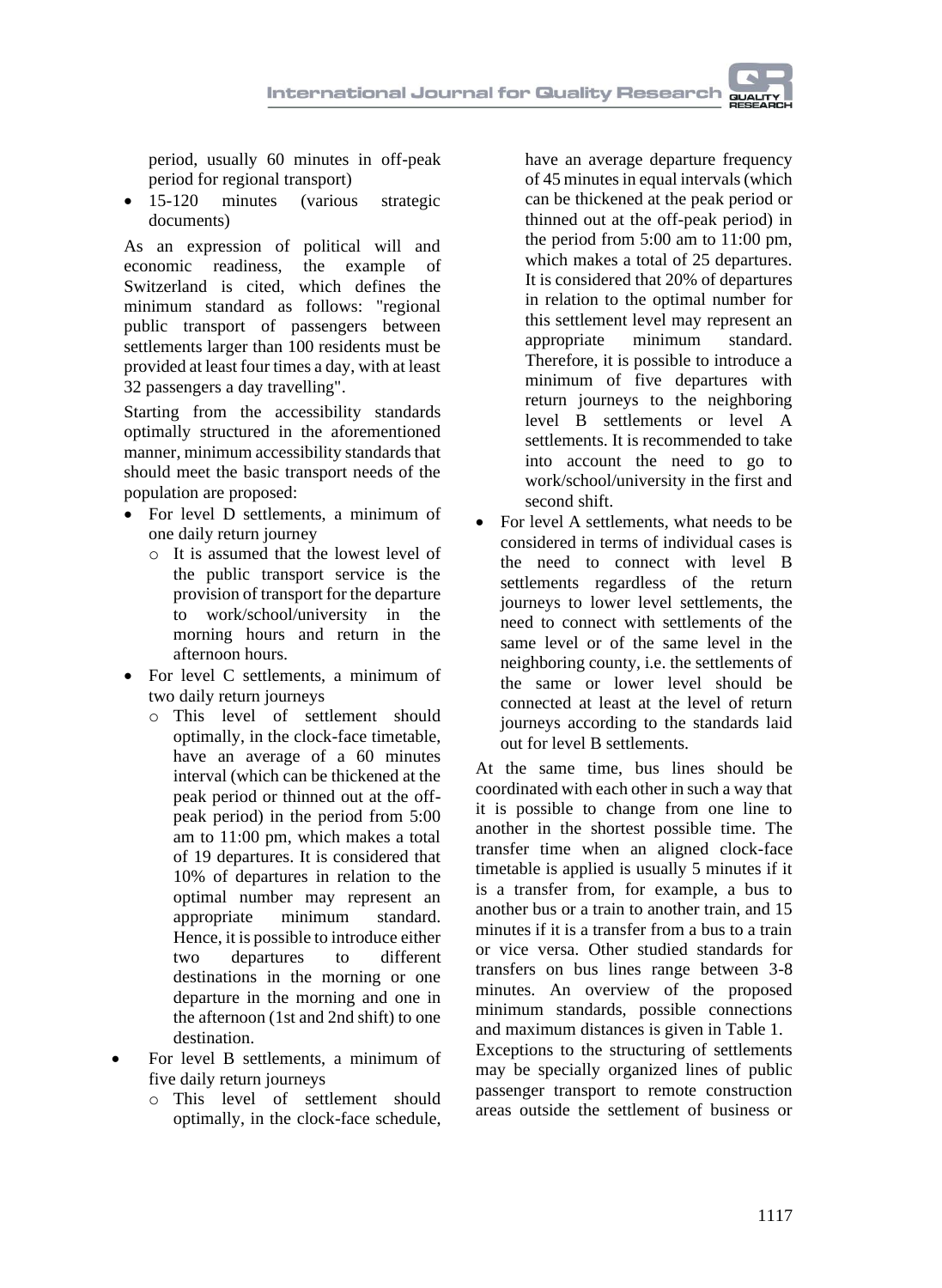period, usually 60 minutes in off-peak period for regional transport)

- 15-120 minutes (various strategic documents)

As an expression of political will and economic readiness, the example of Switzerland is cited, which defines the minimum standard as follows: "regional public transport of passengers between settlements larger than 100 residents must be provided at least four times a day, with at least 32 passengers a day travelling".

Starting from the accessibility standards optimally structured in the aforementioned manner, minimum accessibility standards that should meet the basic transport needs of the population are proposed:

- For level D settlements, a minimum of one daily return journey
  - It is assumed that the lowest level of the public transport service is the provision of transport for the departure to work/school/university in the morning hours and return in the afternoon hours.
- For level C settlements, a minimum of two daily return journeys
  - This level of settlement should optimally, in the clock-face timetable, have an average of a 60 minutes interval (which can be thickened at the peak period or thinned out at the off-peak period) in the period from 5:00 am to 11:00 pm, which makes a total of 19 departures. It is considered that 10% of departures in relation to the optimal number may represent an appropriate minimum standard. Hence, it is possible to introduce either two departures to different destinations in the morning or one departure in the morning and one in the afternoon (1st and 2nd shift) to one destination.
- For level B settlements, a minimum of five daily return journeys
  - This level of settlement should optimally, in the clock-face schedule, have an average departure frequency of 45 minutes in equal intervals (which can be thickened at the peak period or thinned out at the off-peak period) in the period from 5:00 am to 11:00 pm, which makes a total of 25 departures. It is considered that 20% of departures in relation to the optimal number for this settlement level may represent an appropriate minimum standard. Therefore, it is possible to introduce a minimum of five departures with return journeys to the neighboring level B settlements or level A settlements. It is recommended to take into account the need to go to work/school/university in the first and second shift.
- For level A settlements, what needs to be considered in terms of individual cases is the need to connect with level B settlements regardless of the return journeys to lower level settlements, the need to connect with settlements of the same level or of the same level in the neighboring county, i.e. the settlements of the same or lower level should be connected at least at the level of return journeys according to the standards laid out for level B settlements.

At the same time, bus lines should be coordinated with each other in such a way that it is possible to change from one line to another in the shortest possible time. The transfer time when an aligned clock-face timetable is applied is usually 5 minutes if it is a transfer from, for example, a bus to another bus or a train to another train, and 15 minutes if it is a transfer from a bus to a train or vice versa. Other studied standards for transfers on bus lines range between 3-8 minutes. An overview of the proposed minimum standards, possible connections and maximum distances is given in Table 1.

Exceptions to the structuring of settlements may be specially organized lines of public passenger transport to remote construction areas outside the settlement of business or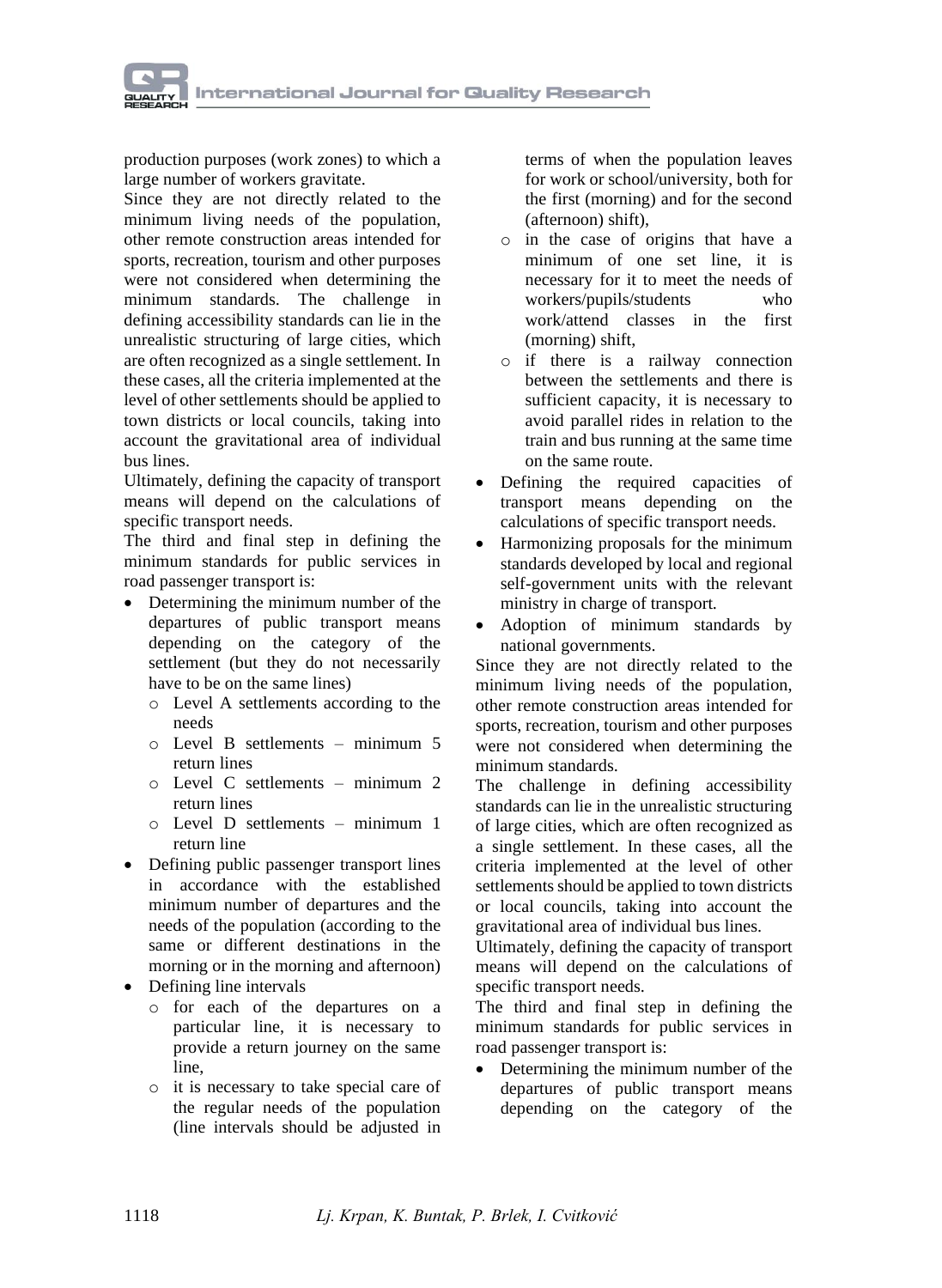production purposes (work zones) to which a large number of workers gravitate.

Since they are not directly related to the minimum living needs of the population, other remote construction areas intended for sports, recreation, tourism and other purposes were not considered when determining the minimum standards. The challenge in defining accessibility standards can lie in the unrealistic structuring of large cities, which are often recognized as a single settlement. In these cases, all the criteria implemented at the level of other settlements should be applied to town districts or local councils, taking into account the gravitational area of individual bus lines.

Ultimately, defining the capacity of transport means will depend on the calculations of specific transport needs.

The third and final step in defining the minimum standards for public services in road passenger transport is:

- Determining the minimum number of the departures of public transport means depending on the category of the settlement (but they do not necessarily have to be on the same lines)
  - Level A settlements according to the needs
  - Level B settlements – minimum 5 return lines
  - Level C settlements – minimum 2 return lines
  - Level D settlements – minimum 1 return line
- Defining public passenger transport lines in accordance with the established minimum number of departures and the needs of the population (according to the same or different destinations in the morning or in the morning and afternoon)
- Defining line intervals
  - for each of the departures on a particular line, it is necessary to provide a return journey on the same line,
  - it is necessary to take special care of the regular needs of the population (line intervals should be adjusted in terms of when the population leaves for work or school/university, both for the first (morning) and for the second (afternoon) shift),
  - in the case of origins that have a minimum of one set line, it is necessary for it to meet the needs of workers/pupils/students who work/attend classes in the first (morning) shift,
  - if there is a railway connection between the settlements and there is sufficient capacity, it is necessary to avoid parallel rides in relation to the train and bus running at the same time on the same route.
- Defining the required capacities of transport means depending on the calculations of specific transport needs.
- Harmonizing proposals for the minimum standards developed by local and regional self-government units with the relevant ministry in charge of transport.
- Adoption of minimum standards by national governments.

Since they are not directly related to the minimum living needs of the population, other remote construction areas intended for sports, recreation, tourism and other purposes were not considered when determining the minimum standards.

The challenge in defining accessibility standards can lie in the unrealistic structuring of large cities, which are often recognized as a single settlement. In these cases, all the criteria implemented at the level of other settlements should be applied to town districts or local councils, taking into account the gravitational area of individual bus lines.

Ultimately, defining the capacity of transport means will depend on the calculations of specific transport needs.

The third and final step in defining the minimum standards for public services in road passenger transport is:

- Determining the minimum number of the departures of public transport means depending on the category of the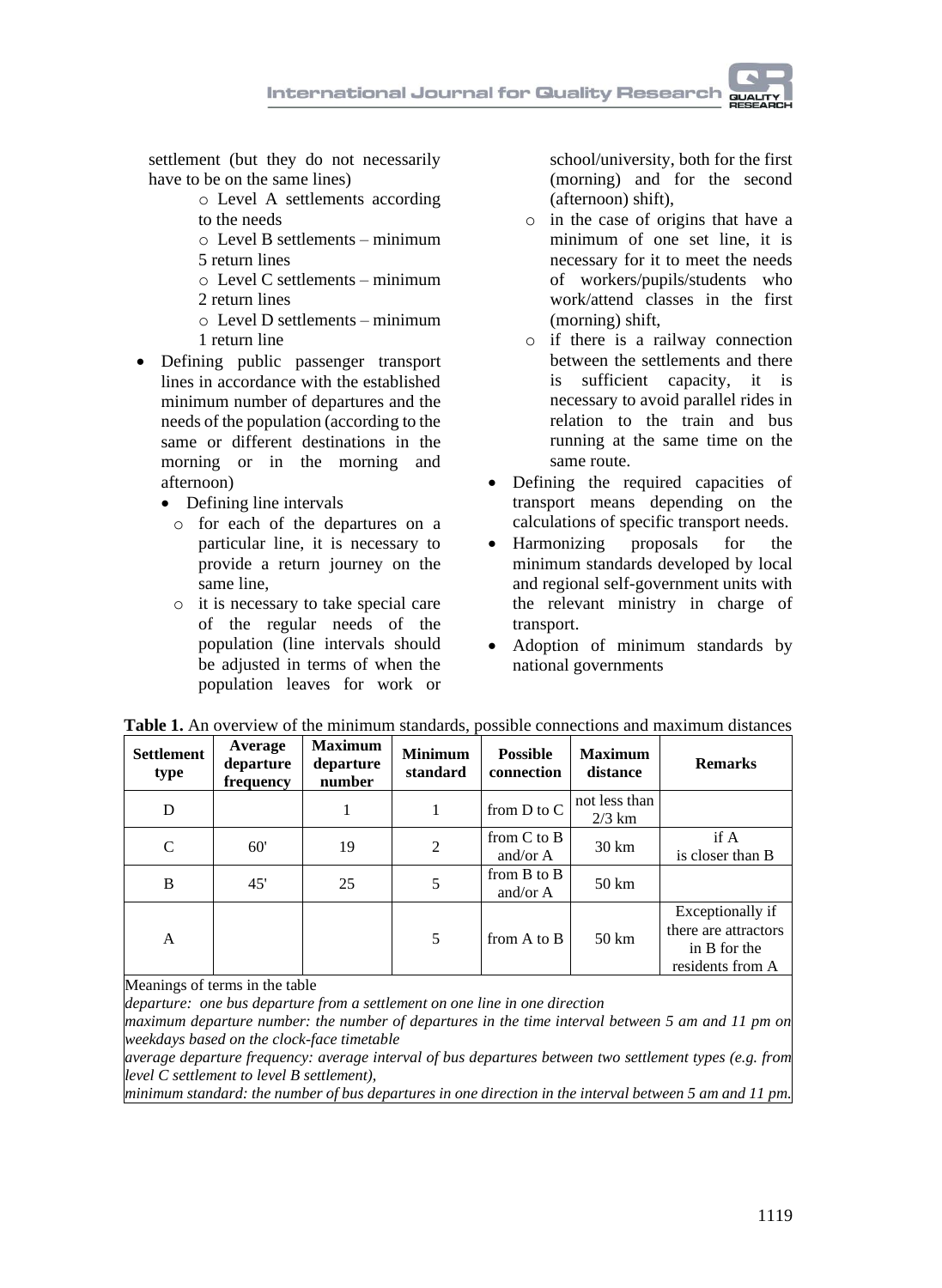settlement (but they do not necessarily have to be on the same lines)

- Level A settlements according to the needs
- Level B settlements – minimum 5 return lines
- Level C settlements – minimum 2 return lines
- Level D settlements – minimum 1 return line

- Defining public passenger transport lines in accordance with the established minimum number of departures and the needs of the population (according to the same or different destinations in the morning or in the morning and afternoon)
  - Defining line intervals
    - for each of the departures on a particular line, it is necessary to provide a return journey on the same line,
    - it is necessary to take special care of the regular needs of the population (line intervals should be adjusted in terms of when the population leaves for work or school/university, both for the first (morning) and for the second (afternoon) shift),
    - in the case of origins that have a minimum of one set line, it is necessary for it to meet the needs of workers/pupils/students who work/attend classes in the first (morning) shift,
    - if there is a railway connection between the settlements and there is sufficient capacity, it is necessary to avoid parallel rides in relation to the train and bus running at the same time on the same route.
- Defining the required capacities of transport means depending on the calculations of specific transport needs.
- Harmonizing proposals for the minimum standards developed by local and regional self-government units with the relevant ministry in charge of transport.
- Adoption of minimum standards by national governments

**Table 1.** An overview of the minimum standards, possible connections and maximum distances

| Settlement type | Average departure frequency | Maximum departure number | Minimum standard | Possible connection | Maximum distance | Remarks |
|---|---|---|---|---|---|---|
| D | | 1 | 1 | from D to C | not less than 2/3 km | |
| C | 60' | 19 | 2 | from C to B and/or A | 30 km | if A is closer than B |
| B | 45' | 25 | 5 | from B to B and/or A | 50 km | |
| A | | | 5 | from A to B | 50 km | Exceptionally if there are attractors in B for the residents from A |

Meanings of terms in the table

*departure: one bus departure from a settlement on one line in one direction*

*maximum departure number: the number of departures in the time interval between 5 am and 11 pm on weekdays based on the clock-face timetable*

*average departure frequency: average interval of bus departures between two settlement types (e.g. from level C settlement to level B settlement),*

*minimum standard: the number of bus departures in one direction in the interval between 5 am and 11 pm.*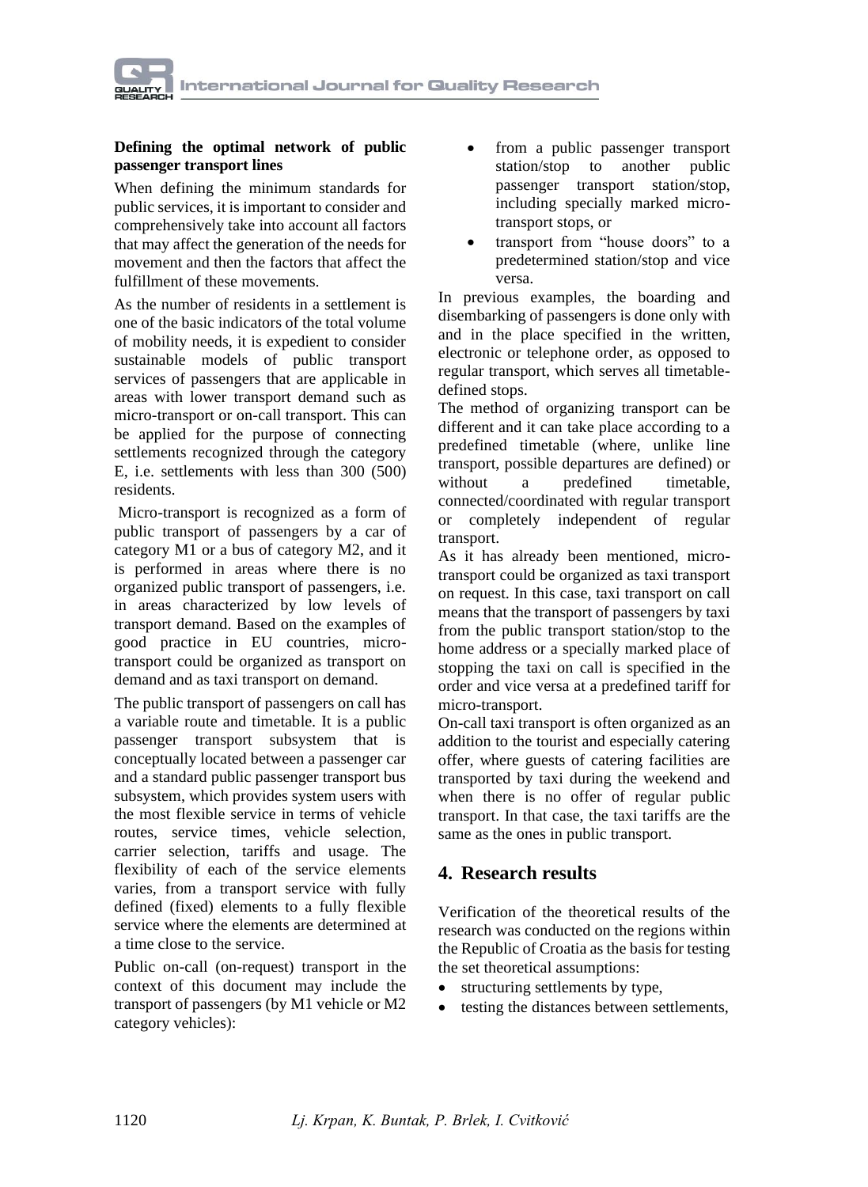**Defining the optimal network of public passenger transport lines**

When defining the minimum standards for public services, it is important to consider and comprehensively take into account all factors that may affect the generation of the needs for movement and then the factors that affect the fulfillment of these movements.

As the number of residents in a settlement is one of the basic indicators of the total volume of mobility needs, it is expedient to consider sustainable models of public transport services of passengers that are applicable in areas with lower transport demand such as micro-transport or on-call transport. This can be applied for the purpose of connecting settlements recognized through the category E, i.e. settlements with less than 300 (500) residents.

Micro-transport is recognized as a form of public transport of passengers by a car of category M1 or a bus of category M2, and it is performed in areas where there is no organized public transport of passengers, i.e. in areas characterized by low levels of transport demand. Based on the examples of good practice in EU countries, micro-transport could be organized as transport on demand and as taxi transport on demand.

The public transport of passengers on call has a variable route and timetable. It is a public passenger transport subsystem that is conceptually located between a passenger car and a standard public passenger transport bus subsystem, which provides system users with the most flexible service in terms of vehicle routes, service times, vehicle selection, carrier selection, tariffs and usage. The flexibility of each of the service elements varies, from a transport service with fully defined (fixed) elements to a fully flexible service where the elements are determined at a time close to the service.

Public on-call (on-request) transport in the context of this document may include the transport of passengers (by M1 vehicle or M2 category vehicles):

- from a public passenger transport station/stop to another public passenger transport station/stop, including specially marked micro-transport stops, or
- transport from "house doors" to a predetermined station/stop and vice versa.

In previous examples, the boarding and disembarking of passengers is done only with and in the place specified in the written, electronic or telephone order, as opposed to regular transport, which serves all timetable-defined stops.

The method of organizing transport can be different and it can take place according to a predefined timetable (where, unlike line transport, possible departures are defined) or without a predefined timetable, connected/coordinated with regular transport or completely independent of regular transport.

As it has already been mentioned, micro-transport could be organized as taxi transport on request. In this case, taxi transport on call means that the transport of passengers by taxi from the public transport station/stop to the home address or a specially marked place of stopping the taxi on call is specified in the order and vice versa at a predefined tariff for micro-transport.

On-call taxi transport is often organized as an addition to the tourist and especially catering offer, where guests of catering facilities are transported by taxi during the weekend and when there is no offer of regular public transport. In that case, the taxi tariffs are the same as the ones in public transport.

## 4. Research results

Verification of the theoretical results of the research was conducted on the regions within the Republic of Croatia as the basis for testing the set theoretical assumptions:

- structuring settlements by type,
- testing the distances between settlements,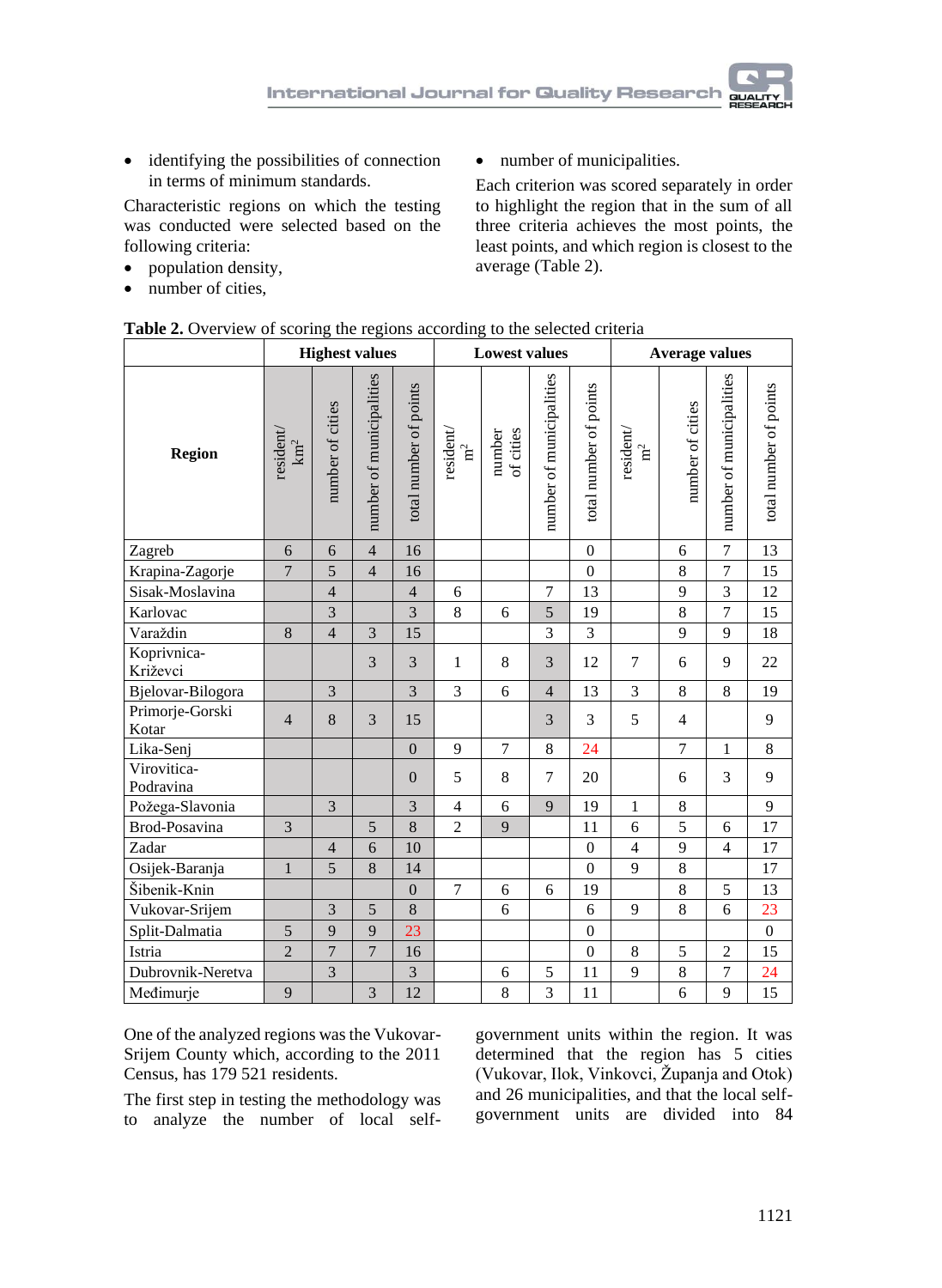- identifying the possibilities of connection in terms of minimum standards.

Characteristic regions on which the testing was conducted were selected based on the following criteria:

- population density,
- number of cities,
- number of municipalities.

Each criterion was scored separately in order to highlight the region that in the sum of all three criteria achieves the most points, the least points, and which region is closest to the average (Table 2).

**Table 2.** Overview of scoring the regions according to the selected criteria

| Region | Highest values | | | | Lowest values | | | | Average values | | | |
|---|---|---|---|---|---|---|---|---|---|---|---|---|
| | resident/ $km^2$ | number of cities | number of municipalities | total number of points | resident/ $m^2$ | number of cities | number of municipalities | total number of points | resident/ $m^2$ | number of cities | number of municipalities | total number of points |
| Zagreb | 6 | 6 | 4 | 16 | | | | 0 | | 6 | 7 | 13 |
| Krapina-Zagorje | 7 | 5 | 4 | 16 | | | | 0 | | 8 | 7 | 15 |
| Sisak-Moslavina | | 4 | | 4 | 6 | | 7 | 13 | | 9 | 3 | 12 |
| Karlovac | | 3 | | 3 | 8 | 6 | 5 | 19 | | 8 | 7 | 15 |
| Varaždin | 8 | 4 | 3 | 15 | | | 3 | 3 | | 9 | 9 | 18 |
| Koprivnica-Križevci | | | 3 | 3 | 1 | 8 | 3 | 12 | 7 | 6 | 9 | 22 |
| Bjelovar-Bilogora | | 3 | | 3 | 3 | 6 | 4 | 13 | 3 | 8 | 8 | 19 |
| Primorje-Gorski Kotar | 4 | 8 | 3 | 15 | | | 3 | 3 | 5 | 4 | | 9 |
| Lika-Senj | | | | 0 | 9 | 7 | 8 | 24 | | 7 | 1 | 8 |
| Virovitica-Podravina | | | | 0 | 5 | 8 | 7 | 20 | | 6 | 3 | 9 |
| Požega-Slavonia | | 3 | | 3 | 4 | 6 | 9 | 19 | 1 | 8 | | 9 |
| Brod-Posavina | 3 | | 5 | 8 | 2 | 9 | | 11 | 6 | 5 | 6 | 17 |
| Zadar | | 4 | 6 | 10 | | | | 0 | 4 | 9 | 4 | 17 |
| Osijek-Baranja | 1 | 5 | 8 | 14 | | | | 0 | 9 | 8 | | 17 |
| Šibenik-Knin | | | | 0 | 7 | 6 | 6 | 19 | | 8 | 5 | 13 |
| Vukovar-Srijem | | 3 | 5 | 8 | | 6 | | 6 | 9 | 8 | 6 | 23 |
| Split-Dalmatia | 5 | 9 | 9 | 23 | | | | 0 | | | | 0 |
| Istria | 2 | 7 | 7 | 16 | | | | 0 | 8 | 5 | 2 | 15 |
| Dubrovnik-Neretva | | 3 | | 3 | | 6 | 5 | 11 | 9 | 8 | 7 | 24 |
| Međimurje | 9 | | 3 | 12 | | 8 | 3 | 11 | | 6 | 9 | 15 |

One of the analyzed regions was the Vukovar-Srijem County which, according to the 2011 Census, has 179 521 residents.

The first step in testing the methodology was to analyze the number of local self-government units within the region. It was determined that the region has 5 cities (Vukovar, Ilok, Vinkovci, Županja and Otok) and 26 municipalities, and that the local self-government units are divided into 84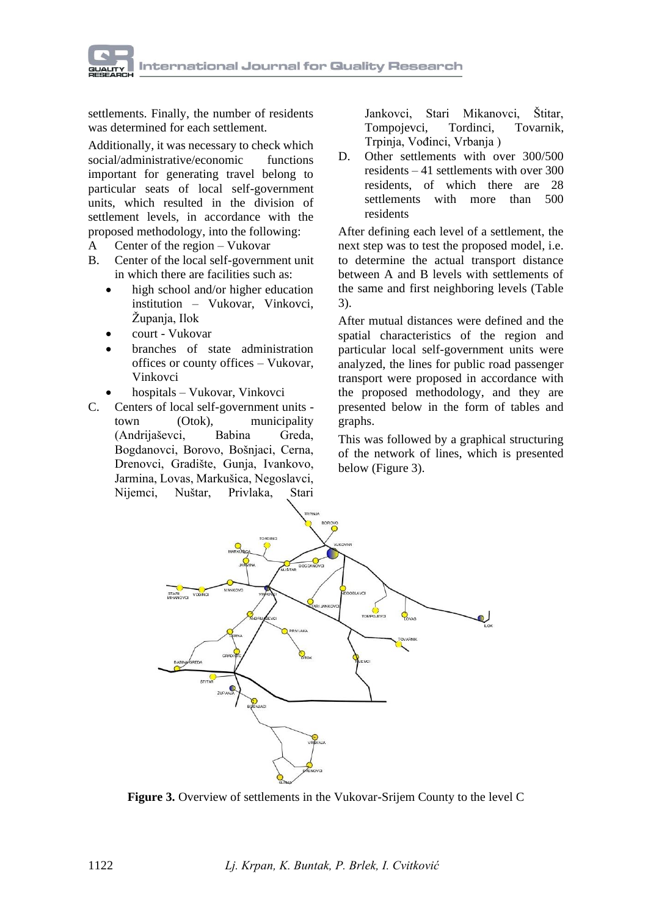settlements. Finally, the number of residents was determined for each settlement.

Additionally, it was necessary to check which social/administrative/economic functions important for generating travel belong to particular seats of local self-government units, which resulted in the division of settlement levels, in accordance with the proposed methodology, into the following:

A Center of the region – Vukovar

B. Center of the local self-government unit in which there are facilities such as:

- high school and/or higher education institution – Vukovar, Vinkovci, Županja, Ilok
- court - Vukovar
- branches of state administration offices or county offices – Vukovar, Vinkovci
- hospitals – Vukovar, Vinkovci

C. Centers of local self-government units - town (Otok), municipality (Andrijaševci, Babina Greda, Bogdanovci, Borovo, Bošnjaci, Cerna, Drenovci, Gradište, Gunja, Ivankovo, Jarmina, Lovas, Markušica, Negoslavci, Nijemci, Nuštar, Privlaka, Stari Jankovci, Stari Mikanovci, Štitar, Tompojevci, Tordinci, Tovarnik, Trpinja, Vođinci, Vrbanja )

D. Other settlements with over 300/500 residents – 41 settlements with over 300 residents, of which there are 28 settlements with more than 500 residents

After defining each level of a settlement, the next step was to test the proposed model, i.e. to determine the actual transport distance between A and B levels with settlements of the same and first neighboring levels (Table 3).

After mutual distances were defined and the spatial characteristics of the region and particular local self-government units were analyzed, the lines for public road passenger transport were proposed in accordance with the proposed methodology, and they are presented below in the form of tables and graphs.

This was followed by a graphical structuring of the network of lines, which is presented below (Figure 3).

**Figure 3.** Overview of settlements in the Vukovar-Srijem County to the level C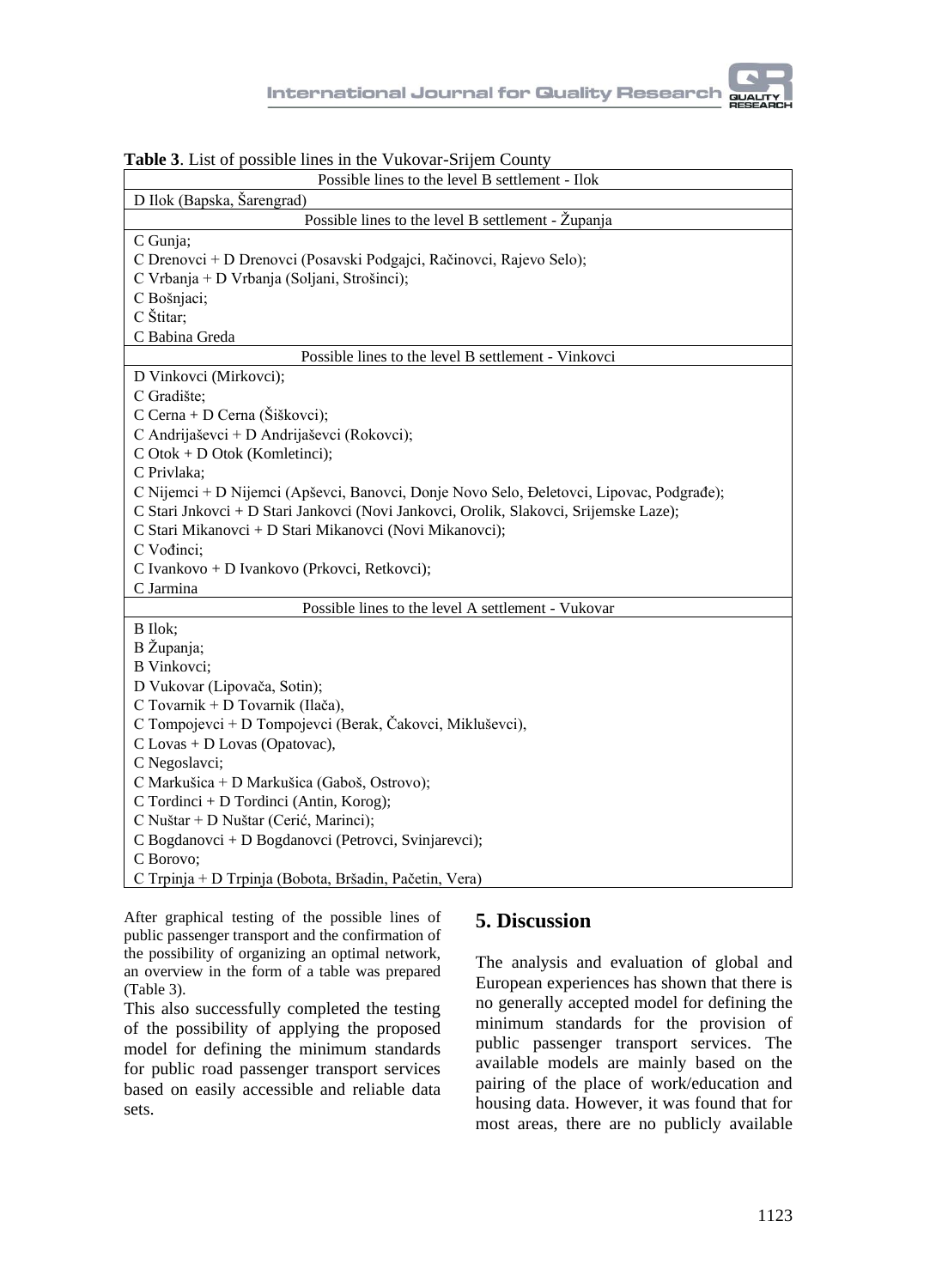**Table 3**. List of possible lines in the Vukovar-Srijem County

| Possible lines to the level B settlement - Ilok |
|---|
| D Ilok (Bapska, Šarengrad) |
| **Possible lines to the level B settlement - Županja** |
| C Gunja; |
| C Drenovci + D Drenovci (Posavski Podgajci, Račinovci, Rajevo Selo); |
| C Vrbanja + D Vrbanja (Soljani, Strošinci); |
| C Bošnjaci; |
| C Štitar; |
| C Babina Greda |
| **Possible lines to the level B settlement - Vinkovci** |
| D Vinkovci (Mirkovci); |
| C Gradište; |
| C Cerna + D Cerna (Šiškovci); |
| C Andrijaševci + D Andrijaševci (Rokovci); |
| C Otok + D Otok (Komletinci); |
| C Privlaka; |
| C Nijemci + D Nijemci (Apševci, Banovci, Donje Novo Selo, Đeletovci, Lipovac, Podgrađe); |
| C Stari Jnkovci + D Stari Jankovci (Novi Jankovci, Orolik, Slakovci, Srijemske Laze); |
| C Stari Mikanovci + D Stari Mikanovci (Novi Mikanovci); |
| C Vođinci; |
| C Ivankovo + D Ivankovo (Prkovci, Retkovci); |
| C Jarmina |
| **Possible lines to the level A settlement - Vukovar** |
| B Ilok; |
| B Županja; |
| B Vinkovci; |
| D Vukovar (Lipovača, Sotin); |
| C Tovarnik + D Tovarnik (Ilača), |
| C Tompojevci + D Tompojevci (Berak, Čakovci, Mikluševci), |
| C Lovas + D Lovas (Opatovac), |
| C Negoslavci; |
| C Markušica + D Markušica (Gaboš, Ostrovo); |
| C Tordinci + D Tordinci (Antin, Korog); |
| C Nuštar + D Nuštar (Cerić, Marinci); |
| C Bogdanovci + D Bogdanovci (Petrovci, Svinjarevci); |
| C Borovo; |
| C Trpinja + D Trpinja (Bobota, Bršadin, Pačetin, Vera) |

After graphical testing of the possible lines of public passenger transport and the confirmation of the possibility of organizing an optimal network, an overview in the form of a table was prepared (Table 3).

This also successfully completed the testing of the possibility of applying the proposed model for defining the minimum standards for public road passenger transport services based on easily accessible and reliable data sets.

## 5. Discussion

The analysis and evaluation of global and European experiences has shown that there is no generally accepted model for defining the minimum standards for the provision of public passenger transport services. The available models are mainly based on the pairing of the place of work/education and housing data. However, it was found that for most areas, there are no publicly available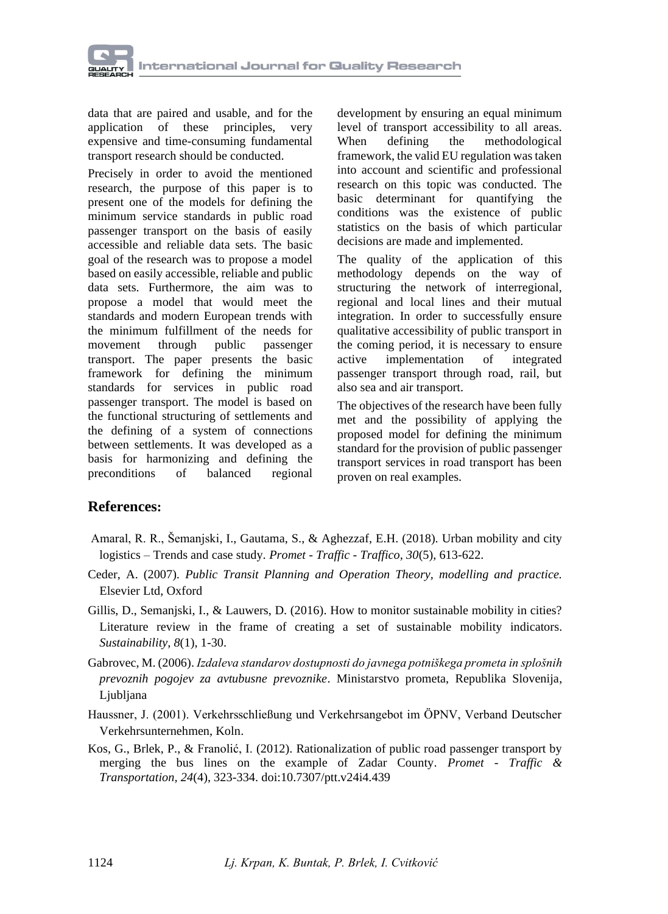data that are paired and usable, and for the application of these principles, very expensive and time-consuming fundamental transport research should be conducted.

Precisely in order to avoid the mentioned research, the purpose of this paper is to present one of the models for defining the minimum service standards in public road passenger transport on the basis of easily accessible and reliable data sets. The basic goal of the research was to propose a model based on easily accessible, reliable and public data sets. Furthermore, the aim was to propose a model that would meet the standards and modern European trends with the minimum fulfillment of the needs for movement through public passenger transport. The paper presents the basic framework for defining the minimum standards for services in public road passenger transport. The model is based on the functional structuring of settlements and the defining of a system of connections between settlements. It was developed as a basis for harmonizing and defining the preconditions of balanced regional development by ensuring an equal minimum level of transport accessibility to all areas. When defining the methodological framework, the valid EU regulation was taken into account and scientific and professional research on this topic was conducted. The basic determinant for quantifying the conditions was the existence of public statistics on the basis of which particular decisions are made and implemented.

The quality of the application of this methodology depends on the way of structuring the network of interregional, regional and local lines and their mutual integration. In order to successfully ensure qualitative accessibility of public transport in the coming period, it is necessary to ensure active implementation of integrated passenger transport through road, rail, but also sea and air transport.

The objectives of the research have been fully met and the possibility of applying the proposed model for defining the minimum standard for the provision of public passenger transport services in road transport has been proven on real examples.

## References:

Amaral, R. R., Šemanjski, I., Gautama, S., & Aghezzaf, E.H. (2018). Urban mobility and city logistics – Trends and case study. *Promet - Traffic - Traffico, 30*(5), 613-622.

Ceder, A. (2007). *Public Transit Planning and Operation Theory, modelling and practice.* Elsevier Ltd, Oxford

Gillis, D., Semanjski, I., & Lauwers, D. (2016). How to monitor sustainable mobility in cities? Literature review in the frame of creating a set of sustainable mobility indicators. *Sustainability*, *8*(1), 1-30.

Gabrovec, M. (2006). *Izdaleva standarov dostupnosti do javnega potniškega prometa in splošnih prevoznih pogojev za avtubusne prevoznike*. Ministarstvo prometa, Republika Slovenija, Ljubljana

Haussner, J. (2001). Verkehrsschließung und Verkehrsangebot im ÖPNV, Verband Deutscher Verkehrsunternehmen, Koln.

Kos, G., Brlek, P., & Franolić, I. (2012). Rationalization of public road passenger transport by merging the bus lines on the example of Zadar County. *Promet - Traffic & Transportation, 24*(4), 323-334. doi:10.7307/ptt.v24i4.439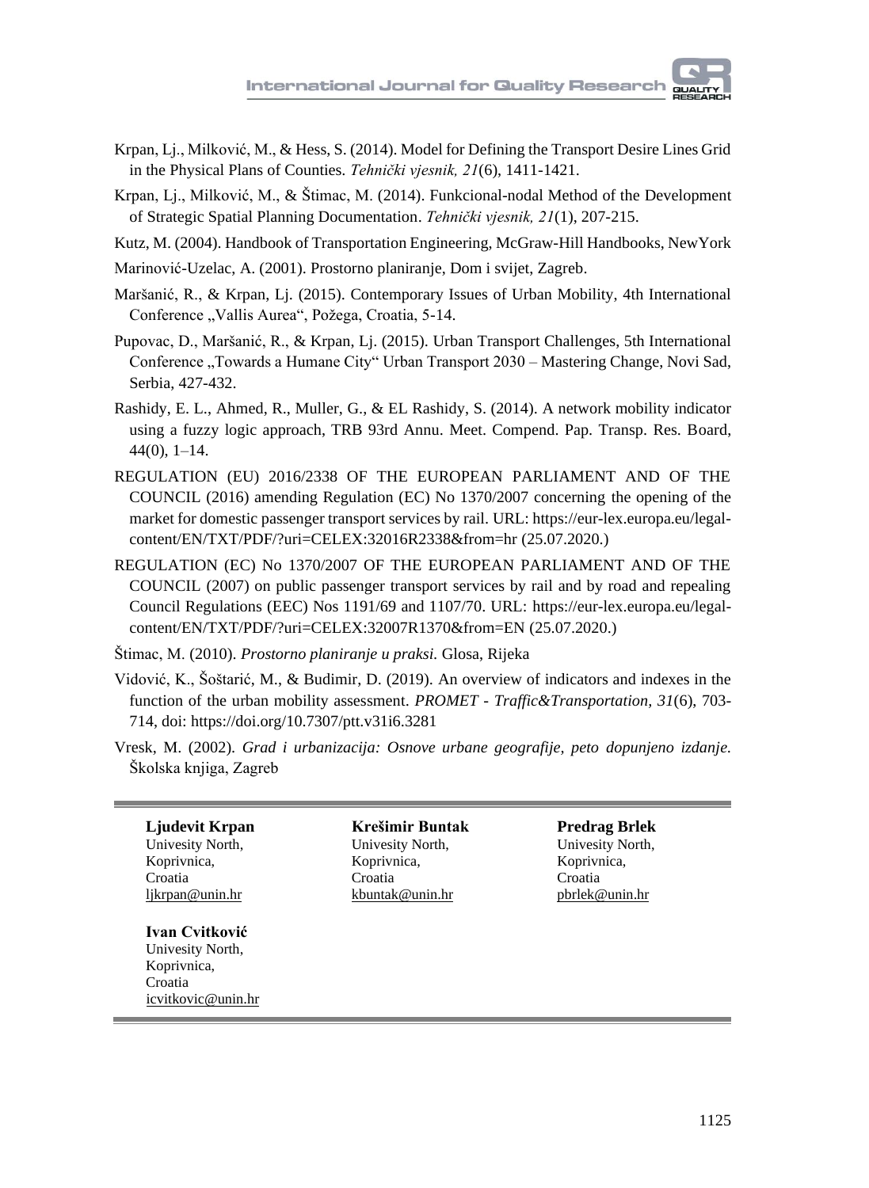Krpan, Lj., Milković, M., & Hess, S. (2014). Model for Defining the Transport Desire Lines Grid in the Physical Plans of Counties. *Tehnički vjesnik, 21*(6), 1411-1421.

Krpan, Lj., Milković, M., & Štimac, M. (2014). Funkcional-nodal Method of the Development of Strategic Spatial Planning Documentation. *Tehnički vjesnik, 21*(1), 207-215.

Kutz, M. (2004). Handbook of Transportation Engineering, McGraw-Hill Handbooks, NewYork

Marinović-Uzelac, A. (2001). Prostorno planiranje, Dom i svijet, Zagreb.

Maršanić, R., & Krpan, Lj. (2015). Contemporary Issues of Urban Mobility, 4th International Conference „Vallis Aurea", Požega, Croatia, 5-14.

Pupovac, D., Maršanić, R., & Krpan, Lj. (2015). Urban Transport Challenges, 5th International Conference „Towards a Humane City" Urban Transport 2030 – Mastering Change, Novi Sad, Serbia, 427-432.

Rashidy, E. L., Ahmed, R., Muller, G., & EL Rashidy, S. (2014). A network mobility indicator using a fuzzy logic approach, TRB 93rd Annu. Meet. Compend. Pap. Transp. Res. Board, 44(0), 1–14.

REGULATION (EU) 2016/2338 OF THE EUROPEAN PARLIAMENT AND OF THE COUNCIL (2016) amending Regulation (EC) No 1370/2007 concerning the opening of the market for domestic passenger transport services by rail. URL: https://eur-lex.europa.eu/legal-content/EN/TXT/PDF/?uri=CELEX:32016R2338&from=hr (25.07.2020.)

REGULATION (EC) No 1370/2007 OF THE EUROPEAN PARLIAMENT AND OF THE COUNCIL (2007) on public passenger transport services by rail and by road and repealing Council Regulations (EEC) Nos 1191/69 and 1107/70. URL: https://eur-lex.europa.eu/legal-content/EN/TXT/PDF/?uri=CELEX:32007R1370&from=EN (25.07.2020.)

Štimac, M. (2010). *Prostorno planiranje u praksi.* Glosa, Rijeka

Vidović, K., Šoštarić, M., & Budimir, D. (2019). An overview of indicators and indexes in the function of the urban mobility assessment. *PROMET - Traffic&Transportation, 31*(6), 703-714, doi: https://doi.org/10.7307/ptt.v31i6.3281

Vresk, M. (2002). *Grad i urbanizacija: Osnove urbane geografije, peto dopunjeno izdanje.* Školska knjiga, Zagreb

---

**Ljudevit Krpan**
Univesity North,
Koprivnica,
Croatia
ljkrpan@unin.hr

**Krešimir Buntak**
Univesity North,
Koprivnica,
Croatia
kbuntak@unin.hr

**Predrag Brlek**
Univesity North,
Koprivnica,
Croatia
pbrlek@unin.hr

**Ivan Cvitković**
Univesity North,
Koprivnica,
Croatia
icvitkovic@unin.hr